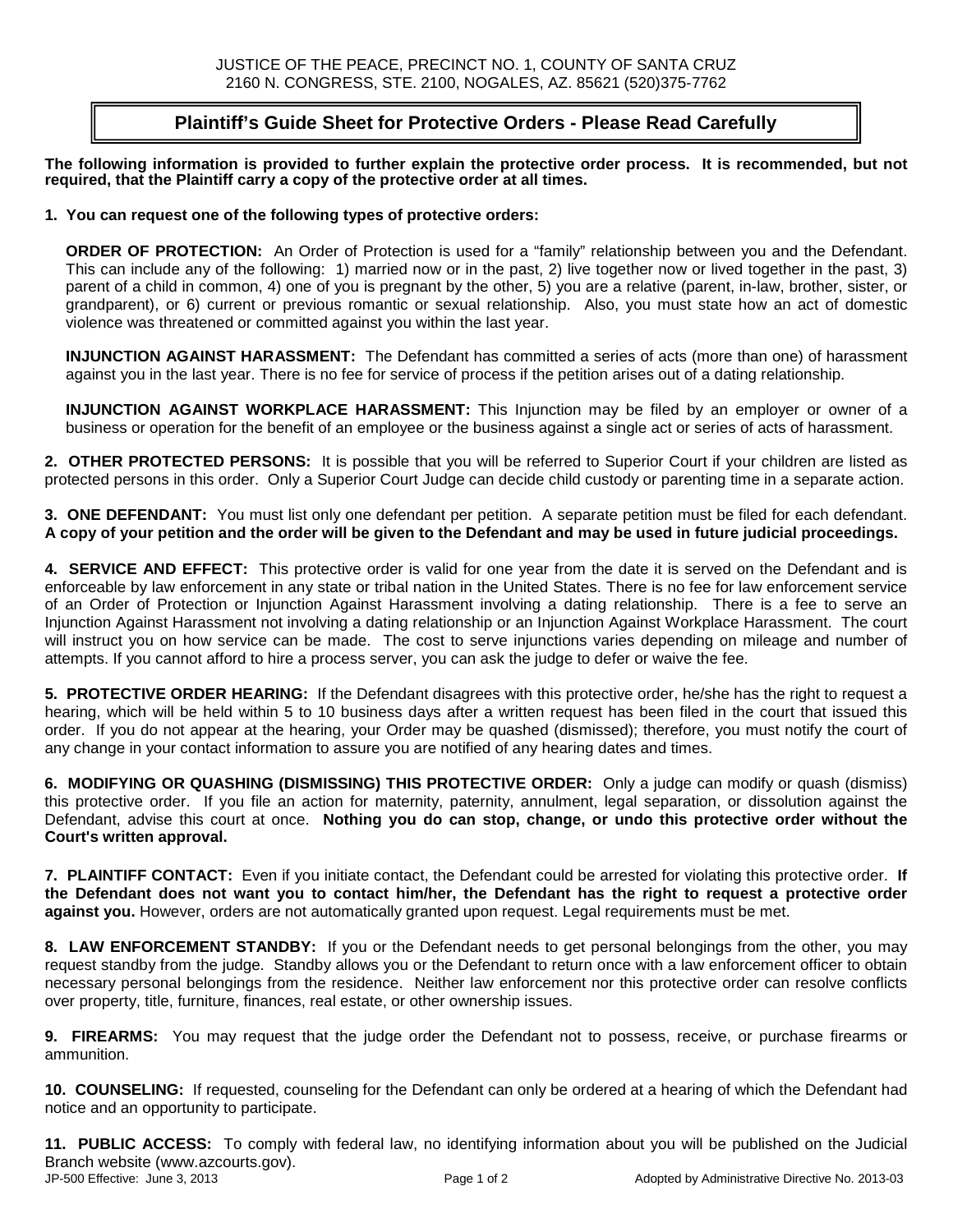JUSTICE OF THE PEACE, PRECINCT NO. 1, COUNTY OF SANTA CRUZ
2160 N. CONGRESS, STE. 2100, NOGALES, AZ. 85621 (520)375-7762

# Plaintiff's Guide Sheet for Protective Orders - Please Read Carefully

**The following information is provided to further explain the protective order process. It is recommended, but not required, that the Plaintiff carry a copy of the protective order at all times.**

**1. You can request one of the following types of protective orders:**

**ORDER OF PROTECTION:** An Order of Protection is used for a "family" relationship between you and the Defendant. This can include any of the following: 1) married now or in the past, 2) live together now or lived together in the past, 3) parent of a child in common, 4) one of you is pregnant by the other, 5) you are a relative (parent, in-law, brother, sister, or grandparent), or 6) current or previous romantic or sexual relationship. Also, you must state how an act of domestic violence was threatened or committed against you within the last year.

**INJUNCTION AGAINST HARASSMENT:** The Defendant has committed a series of acts (more than one) of harassment against you in the last year. There is no fee for service of process if the petition arises out of a dating relationship.

**INJUNCTION AGAINST WORKPLACE HARASSMENT:** This Injunction may be filed by an employer or owner of a business or operation for the benefit of an employee or the business against a single act or series of acts of harassment.

**2. OTHER PROTECTED PERSONS:** It is possible that you will be referred to Superior Court if your children are listed as protected persons in this order. Only a Superior Court Judge can decide child custody or parenting time in a separate action.

**3. ONE DEFENDANT:** You must list only one defendant per petition. A separate petition must be filed for each defendant. **A copy of your petition and the order will be given to the Defendant and may be used in future judicial proceedings.**

**4. SERVICE AND EFFECT:** This protective order is valid for one year from the date it is served on the Defendant and is enforceable by law enforcement in any state or tribal nation in the United States. There is no fee for law enforcement service of an Order of Protection or Injunction Against Harassment involving a dating relationship. There is a fee to serve an Injunction Against Harassment not involving a dating relationship or an Injunction Against Workplace Harassment. The court will instruct you on how service can be made. The cost to serve injunctions varies depending on mileage and number of attempts. If you cannot afford to hire a process server, you can ask the judge to defer or waive the fee.

**5. PROTECTIVE ORDER HEARING:** If the Defendant disagrees with this protective order, he/she has the right to request a hearing, which will be held within 5 to 10 business days after a written request has been filed in the court that issued this order. If you do not appear at the hearing, your Order may be quashed (dismissed); therefore, you must notify the court of any change in your contact information to assure you are notified of any hearing dates and times.

**6. MODIFYING OR QUASHING (DISMISSING) THIS PROTECTIVE ORDER:** Only a judge can modify or quash (dismiss) this protective order. If you file an action for maternity, paternity, annulment, legal separation, or dissolution against the Defendant, advise this court at once. **Nothing you do can stop, change, or undo this protective order without the Court's written approval.**

**7. PLAINTIFF CONTACT:** Even if you initiate contact, the Defendant could be arrested for violating this protective order. **If the Defendant does not want you to contact him/her, the Defendant has the right to request a protective order against you.** However, orders are not automatically granted upon request. Legal requirements must be met.

**8. LAW ENFORCEMENT STANDBY:** If you or the Defendant needs to get personal belongings from the other, you may request standby from the judge. Standby allows you or the Defendant to return once with a law enforcement officer to obtain necessary personal belongings from the residence. Neither law enforcement nor this protective order can resolve conflicts over property, title, furniture, finances, real estate, or other ownership issues.

**9. FIREARMS:** You may request that the judge order the Defendant not to possess, receive, or purchase firearms or ammunition.

**10. COUNSELING:** If requested, counseling for the Defendant can only be ordered at a hearing of which the Defendant had notice and an opportunity to participate.

**11. PUBLIC ACCESS:** To comply with federal law, no identifying information about you will be published on the Judicial Branch website (www.azcourts.gov).

JP-500 Effective: June 3, 2013 — Adopted by Administrative Directive No. 2013-03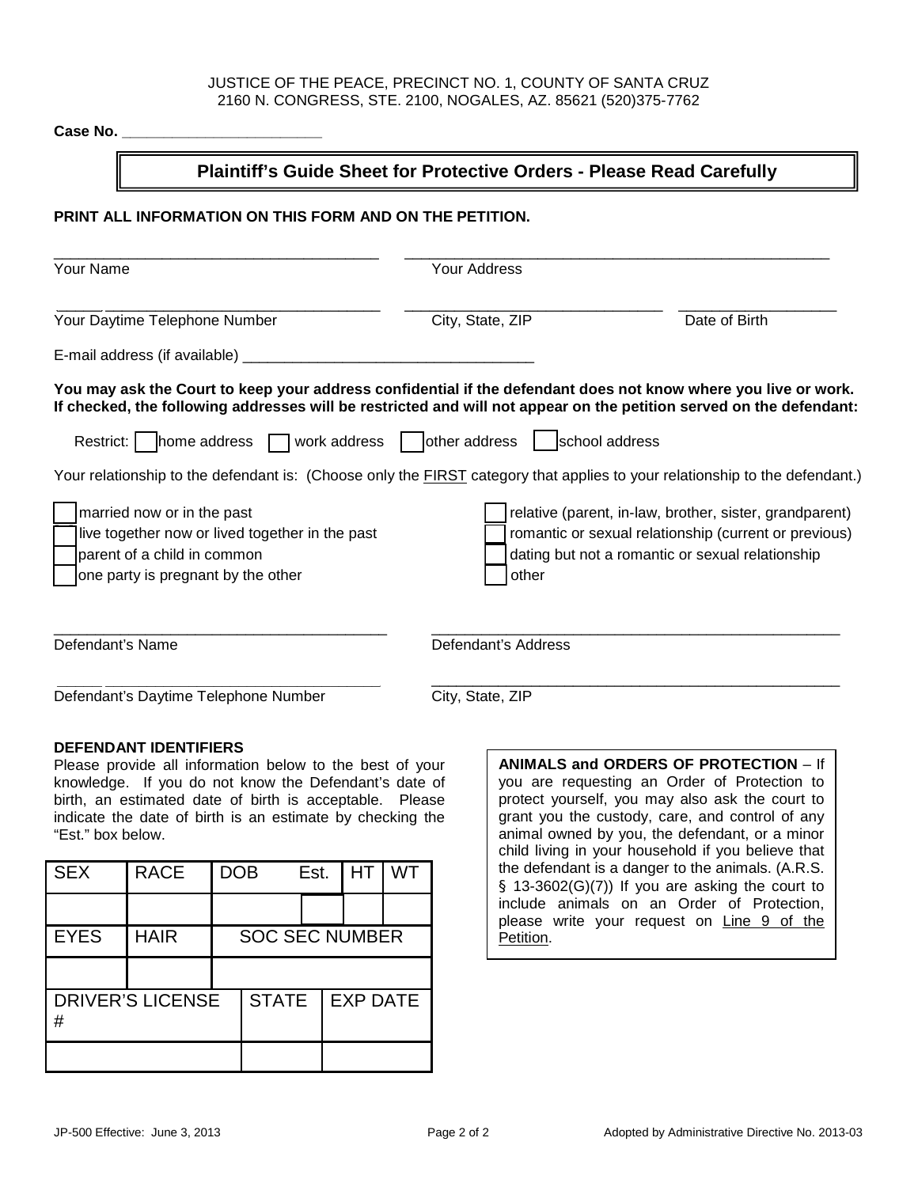JUSTICE OF THE PEACE, PRECINCT NO. 1, COUNTY OF SANTA CRUZ
2160 N. CONGRESS, STE. 2100, NOGALES, AZ. 85621 (520)375-7762

**Case No. ________________________**

## Plaintiff's Guide Sheet for Protective Orders - Please Read Carefully

**PRINT ALL INFORMATION ON THIS FORM AND ON THE PETITION.**

_______________________________________ Your Name

_______________________________________ Your Address

_______________________________________ Your Daytime Telephone Number

_______________________________________ City, State, ZIP

____________________ Date of Birth

E-mail address (if available) ___________________________________

**You may ask the Court to keep your address confidential if the defendant does not know where you live or work. If checked, the following addresses will be restricted and will not appear on the petition served on the defendant:**

Restrict: ☐ home address ☐ work address ☐ other address ☐ school address

Your relationship to the defendant is: (Choose only the FIRST category that applies to your relationship to the defendant.)

☐ married now or in the past
☐ live together now or lived together in the past
☐ parent of a child in common
☐ one party is pregnant by the other
☐ relative (parent, in-law, brother, sister, grandparent)
☐ romantic or sexual relationship (current or previous)
☐ dating but not a romantic or sexual relationship
☐ other

_______________________________________ Defendant's Name

_______________________________________ Defendant's Address

_______________________________________ Defendant's Daytime Telephone Number

_______________________________________ City, State, ZIP

**DEFENDANT IDENTIFIERS**

Please provide all information below to the best of your knowledge. If you do not know the Defendant's date of birth, an estimated date of birth is acceptable. Please indicate the date of birth is an estimate by checking the "Est." box below.

| SEX | RACE | DOB | Est. | HT | WT |
|---|---|---|---|---|---|
| | | | | | |
| EYES | HAIR | SOC SEC NUMBER | | | |
| | | | | | |
| DRIVER'S LICENSE # | | STATE | EXP DATE | | |
| | | | | | |

**ANIMALS and ORDERS OF PROTECTION** – If you are requesting an Order of Protection to protect yourself, you may also ask the court to grant you the custody, care, and control of any animal owned by you, the defendant, or a minor child living in your household if you believe that the defendant is a danger to the animals. (A.R.S. § 13-3602(G)(7)) If you are asking the court to include animals on an Order of Protection, please write your request on Line 9 of the Petition.

JP-500 Effective: June 3, 2013 — Adopted by Administrative Directive No. 2013-03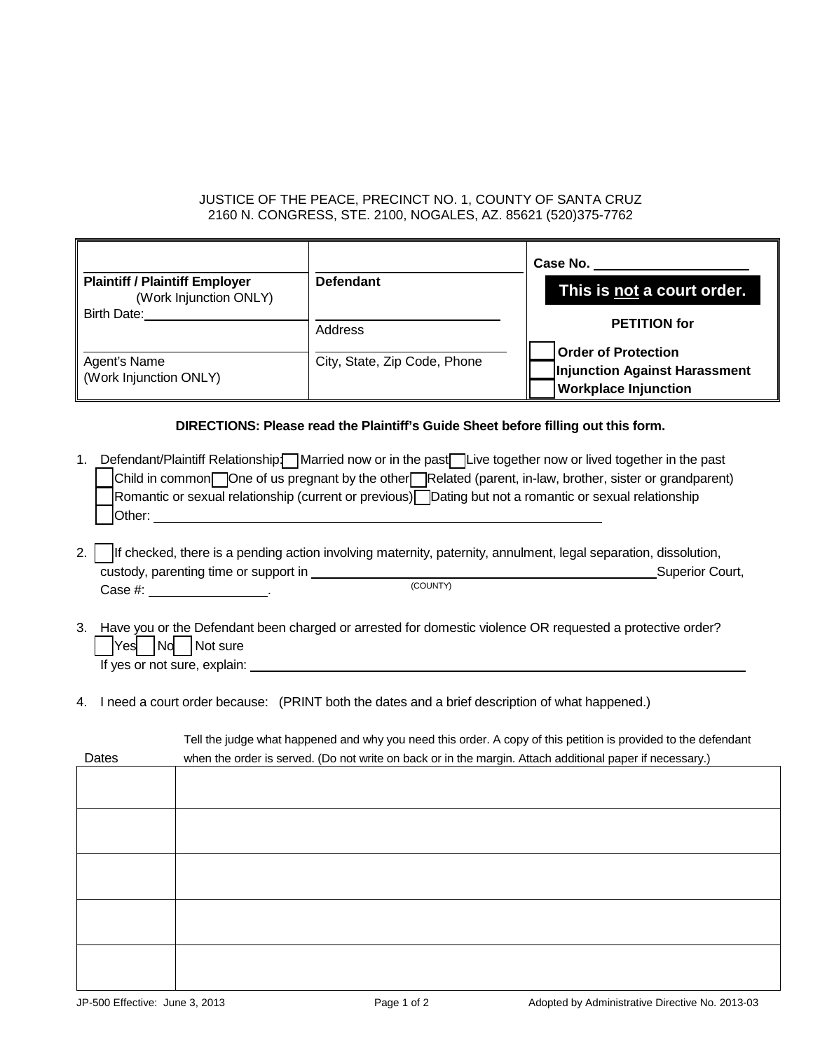JUSTICE OF THE PEACE, PRECINCT NO. 1, COUNTY OF SANTA CRUZ
2160 N. CONGRESS, STE. 2100, NOGALES, AZ. 85621 (520)375-7762

| | | |
|---|---|---|
| ____________________<br>**Plaintiff / Plaintiff Employer**<br>(Work Injunction ONLY)<br>Birth Date: ____________________ | ____________________<br>**Defendant**<br>____________________<br>Address | Case No. ____________________<br>**This is not a court order.**<br>**PETITION for** |
| ____________________<br>Agent's Name<br>(Work Injunction ONLY) | ____________________<br>City, State, Zip Code, Phone | ☐ **Order of Protection**<br>☐ **Injunction Against Harassment**<br>☐ **Workplace Injunction** |

**DIRECTIONS: Please read the Plaintiff's Guide Sheet before filling out this form.**

1. Defendant/Plaintiff Relationship: ☐ Married now or in the past ☐ Live together now or lived together in the past
   ☐ Child in common ☐ One of us pregnant by the other ☐ Related (parent, in-law, brother, sister or grandparent)
   ☐ Romantic or sexual relationship (current or previous) ☐ Dating but not a romantic or sexual relationship
   ☐ Other: ____________________________________________

2. ☐ If checked, there is a pending action involving maternity, paternity, annulment, legal separation, dissolution, custody, parenting time or support in ______________________ (COUNTY) Superior Court, Case #: ______________.

3. Have you or the Defendant been charged or arrested for domestic violence OR requested a protective order?
   ☐ Yes ☐ No ☐ Not sure
   If yes or not sure, explain: ____________________________________________

4. I need a court order because: (PRINT both the dates and a brief description of what happened.)

| Dates | Tell the judge what happened and why you need this order. A copy of this petition is provided to the defendant when the order is served. (Do not write on back or in the margin. Attach additional paper if necessary.) |
|---|---|
| | |
| | |
| | |
| | |
| | |

JP-500 Effective: June 3, 2013 Adopted by Administrative Directive No. 2013-03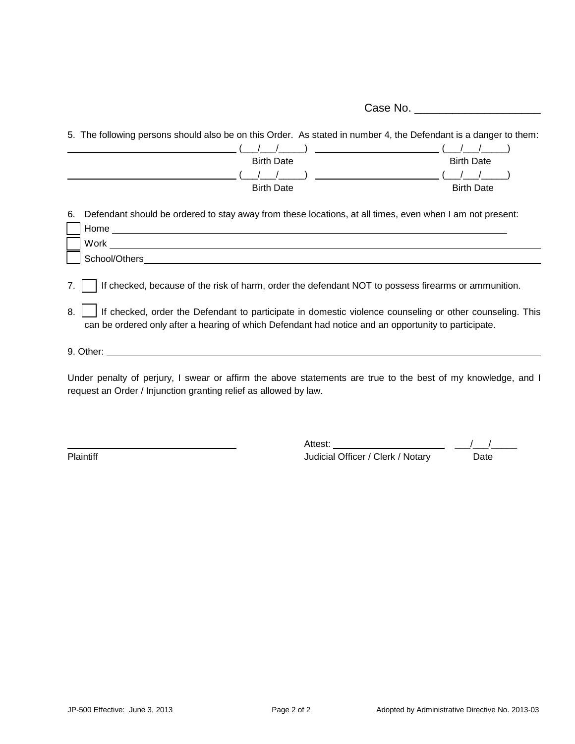Case No. ____________________

5. The following persons should also be on this Order. As stated in number 4, the Defendant is a danger to them:

| | |
|---|---|
| ______________________________ (___/___/_____) | ______________________ (___/___/_____) |
| Birth Date | Birth Date |
| ______________________________ (___/___/_____) | ______________________ (___/___/_____) |
| Birth Date | Birth Date |

6. Defendant should be ordered to stay away from these locations, at all times, even when I am not present:

- [ ] Home ______________________________________________________________________
- [ ] Work ______________________________________________________________________
- [ ] School/Others______________________________________________________________

7. [ ] If checked, because of the risk of harm, order the defendant NOT to possess firearms or ammunition.

8. [ ] If checked, order the Defendant to participate in domestic violence counseling or other counseling. This can be ordered only after a hearing of which Defendant had notice and an opportunity to participate.

9. Other: ______________________________________________________________________

Under penalty of perjury, I swear or affirm the above statements are true to the best of my knowledge, and I request an Order / Injunction granting relief as allowed by law.

______________________________
Plaintiff

Attest: ____________________ ___/___/_____
Judicial Officer / Clerk / Notary Date

JP-500 Effective: June 3, 2013 Adopted by Administrative Directive No. 2013-03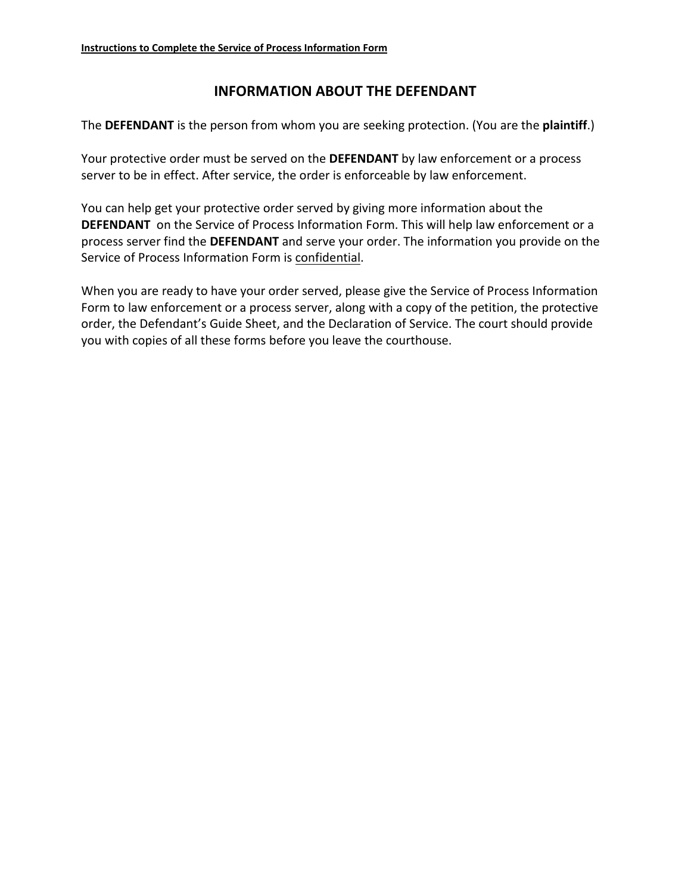**Instructions to Complete the Service of Process Information Form**

## INFORMATION ABOUT THE DEFENDANT

The **DEFENDANT** is the person from whom you are seeking protection. (You are the **plaintiff**.)

Your protective order must be served on the **DEFENDANT** by law enforcement or a process server to be in effect. After service, the order is enforceable by law enforcement.

You can help get your protective order served by giving more information about the **DEFENDANT** on the Service of Process Information Form. This will help law enforcement or a process server find the **DEFENDANT** and serve your order. The information you provide on the Service of Process Information Form is confidential.

When you are ready to have your order served, please give the Service of Process Information Form to law enforcement or a process server, along with a copy of the petition, the protective order, the Defendant's Guide Sheet, and the Declaration of Service. The court should provide you with copies of all these forms before you leave the courthouse.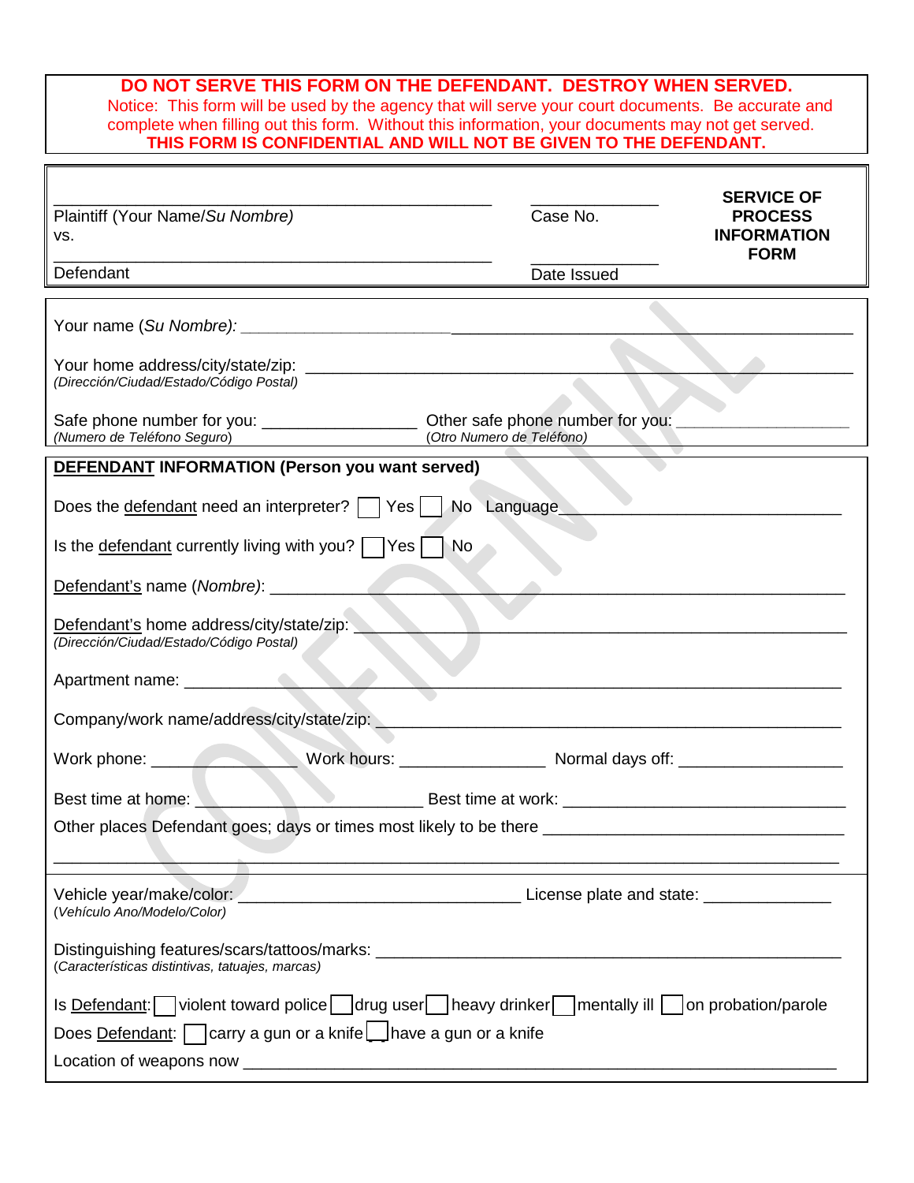**DO NOT SERVE THIS FORM ON THE DEFENDANT. DESTROY WHEN SERVED.**

Notice: This form will be used by the agency that will serve your court documents. Be accurate and complete when filling out this form. Without this information, your documents may not get served.

**THIS FORM IS CONFIDENTIAL AND WILL NOT BE GIVEN TO THE DEFENDANT.**

| | | |
|---|---|---|
| _______________________________________________ Plaintiff (Your Name/*Su Nombre)* vs. | _____________ Case No. | **SERVICE OF PROCESS INFORMATION FORM** |
| _______________________________________________ Defendant | _____________ Date Issued | |

Your name (*Su Nombre):* ____________________________________________________________

Your home address/city/state/zip: ______________________________________________________
*(Dirección/Ciudad/Estado/Código Postal)*

Safe phone number for you: _________________ Other safe phone number for you: _________________
*(Numero de Teléfono Seguro)* *(Otro Numero de Teléfono)*

**DEFENDANT INFORMATION (Person you want served)**

Does the defendant need an interpreter? ☐ Yes ☐ No Language______________________________

Is the defendant currently living with you? ☐ Yes ☐ No

Defendant's name (*Nombre*): ______________________________________________________

Defendant's home address/city/state/zip: ______________________________________________
*(Dirección/Ciudad/Estado/Código Postal)*

Apartment name: _________________________________________________________________

Company/work name/address/city/state/zip: ____________________________________________

Work phone: ________________ Work hours: ________________ Normal days off: __________________

Best time at home: _________________________ Best time at work: _____________________________

Other places Defendant goes; days or times most likely to be there _________________________________

______________________________________________________________________________

Vehicle year/make/color: _______________________________ License plate and state: ______________
(*Vehículo Ano/Modelo/Color)*

Distinguishing features/scars/tattoos/marks: ____________________________________________________
(*Características distintivas, tatuajes, marcas)*

Is Defendant: ☐ violent toward police ☐ drug user ☐ heavy drinker ☐ mentally ill ☐ on probation/parole

Does Defendant: ☐ carry a gun or a knife ☐ have a gun or a knife

Location of weapons now _________________________________________________________________